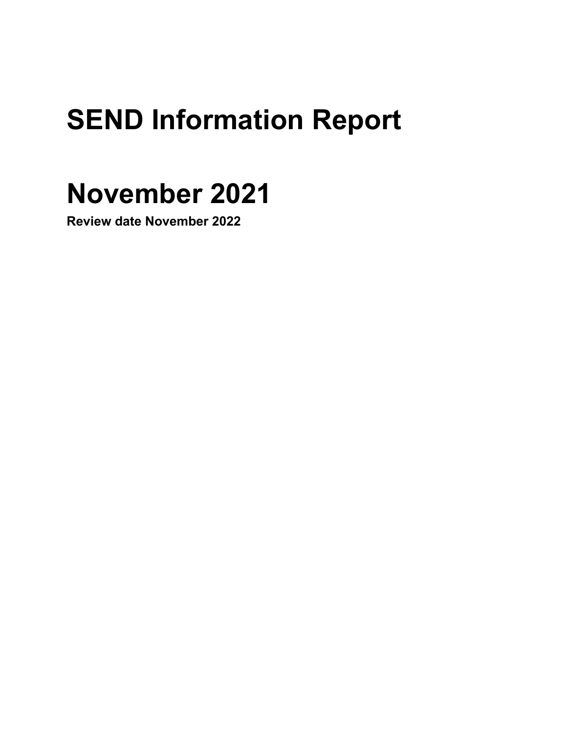# SEND Information Report

# November 2021

**Review date November 2022**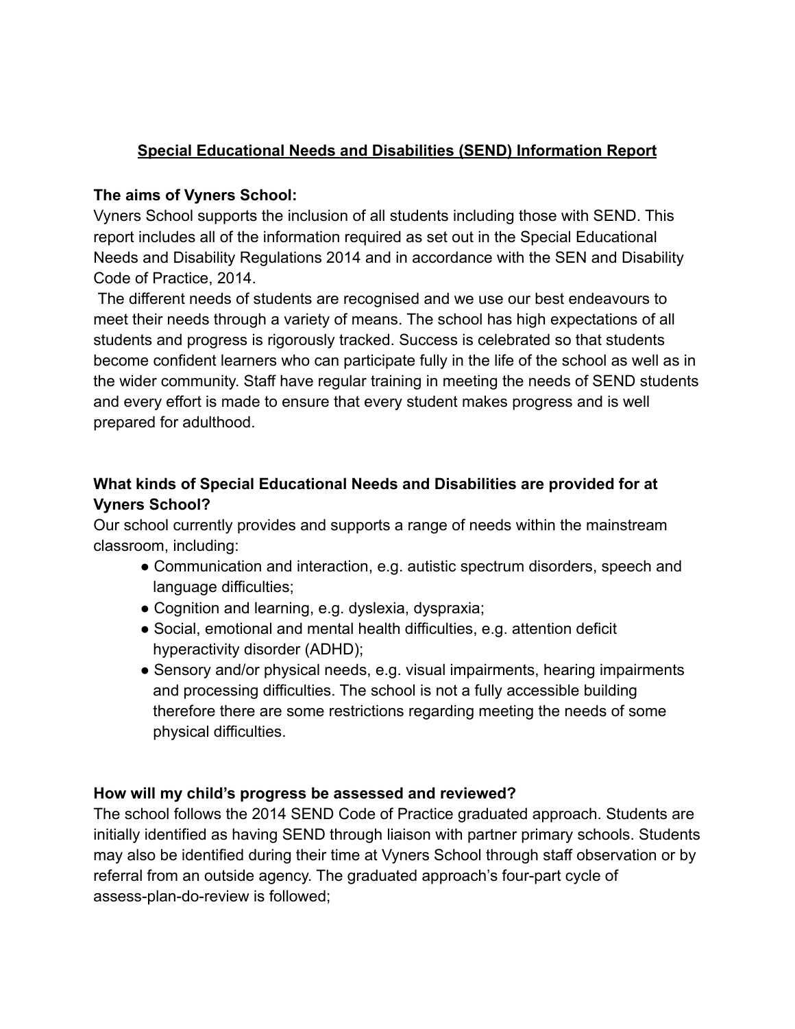# Special Educational Needs and Disabilities (SEND) Information Report

**The aims of Vyners School:**

Vyners School supports the inclusion of all students including those with SEND. This report includes all of the information required as set out in the Special Educational Needs and Disability Regulations 2014 and in accordance with the SEN and Disability Code of Practice, 2014.

The different needs of students are recognised and we use our best endeavours to meet their needs through a variety of means. The school has high expectations of all students and progress is rigorously tracked. Success is celebrated so that students become confident learners who can participate fully in the life of the school as well as in the wider community. Staff have regular training in meeting the needs of SEND students and every effort is made to ensure that every student makes progress and is well prepared for adulthood.

**What kinds of Special Educational Needs and Disabilities are provided for at Vyners School?**

Our school currently provides and supports a range of needs within the mainstream classroom, including:

- Communication and interaction, e.g. autistic spectrum disorders, speech and language difficulties;
- Cognition and learning, e.g. dyslexia, dyspraxia;
- Social, emotional and mental health difficulties, e.g. attention deficit hyperactivity disorder (ADHD);
- Sensory and/or physical needs, e.g. visual impairments, hearing impairments and processing difficulties. The school is not a fully accessible building therefore there are some restrictions regarding meeting the needs of some physical difficulties.

**How will my child's progress be assessed and reviewed?**

The school follows the 2014 SEND Code of Practice graduated approach. Students are initially identified as having SEND through liaison with partner primary schools. Students may also be identified during their time at Vyners School through staff observation or by referral from an outside agency. The graduated approach's four-part cycle of assess-plan-do-review is followed;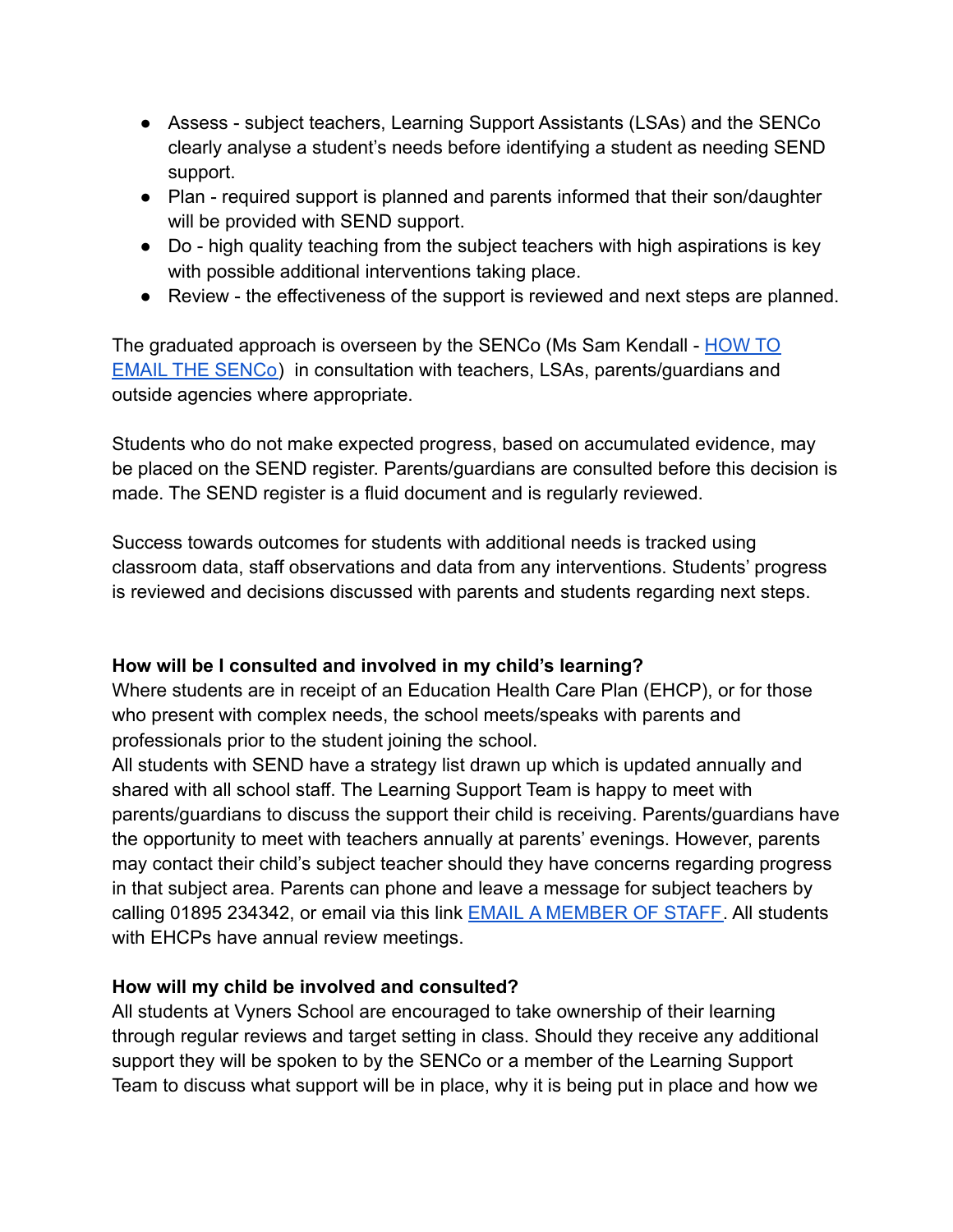- Assess - subject teachers, Learning Support Assistants (LSAs) and the SENCo clearly analyse a student's needs before identifying a student as needing SEND support.
- Plan - required support is planned and parents informed that their son/daughter will be provided with SEND support.
- Do - high quality teaching from the subject teachers with high aspirations is key with possible additional interventions taking place.
- Review - the effectiveness of the support is reviewed and next steps are planned.

The graduated approach is overseen by the SENCo (Ms Sam Kendall - HOW TO EMAIL THE SENCo) in consultation with teachers, LSAs, parents/guardians and outside agencies where appropriate.

Students who do not make expected progress, based on accumulated evidence, may be placed on the SEND register. Parents/guardians are consulted before this decision is made. The SEND register is a fluid document and is regularly reviewed.

Success towards outcomes for students with additional needs is tracked using classroom data, staff observations and data from any interventions. Students' progress is reviewed and decisions discussed with parents and students regarding next steps.

**How will be I consulted and involved in my child's learning?**

Where students are in receipt of an Education Health Care Plan (EHCP), or for those who present with complex needs, the school meets/speaks with parents and professionals prior to the student joining the school.

All students with SEND have a strategy list drawn up which is updated annually and shared with all school staff. The Learning Support Team is happy to meet with parents/guardians to discuss the support their child is receiving. Parents/guardians have the opportunity to meet with teachers annually at parents' evenings. However, parents may contact their child's subject teacher should they have concerns regarding progress in that subject area. Parents can phone and leave a message for subject teachers by calling 01895 234342, or email via this link EMAIL A MEMBER OF STAFF. All students with EHCPs have annual review meetings.

**How will my child be involved and consulted?**

All students at Vyners School are encouraged to take ownership of their learning through regular reviews and target setting in class. Should they receive any additional support they will be spoken to by the SENCo or a member of the Learning Support Team to discuss what support will be in place, why it is being put in place and how we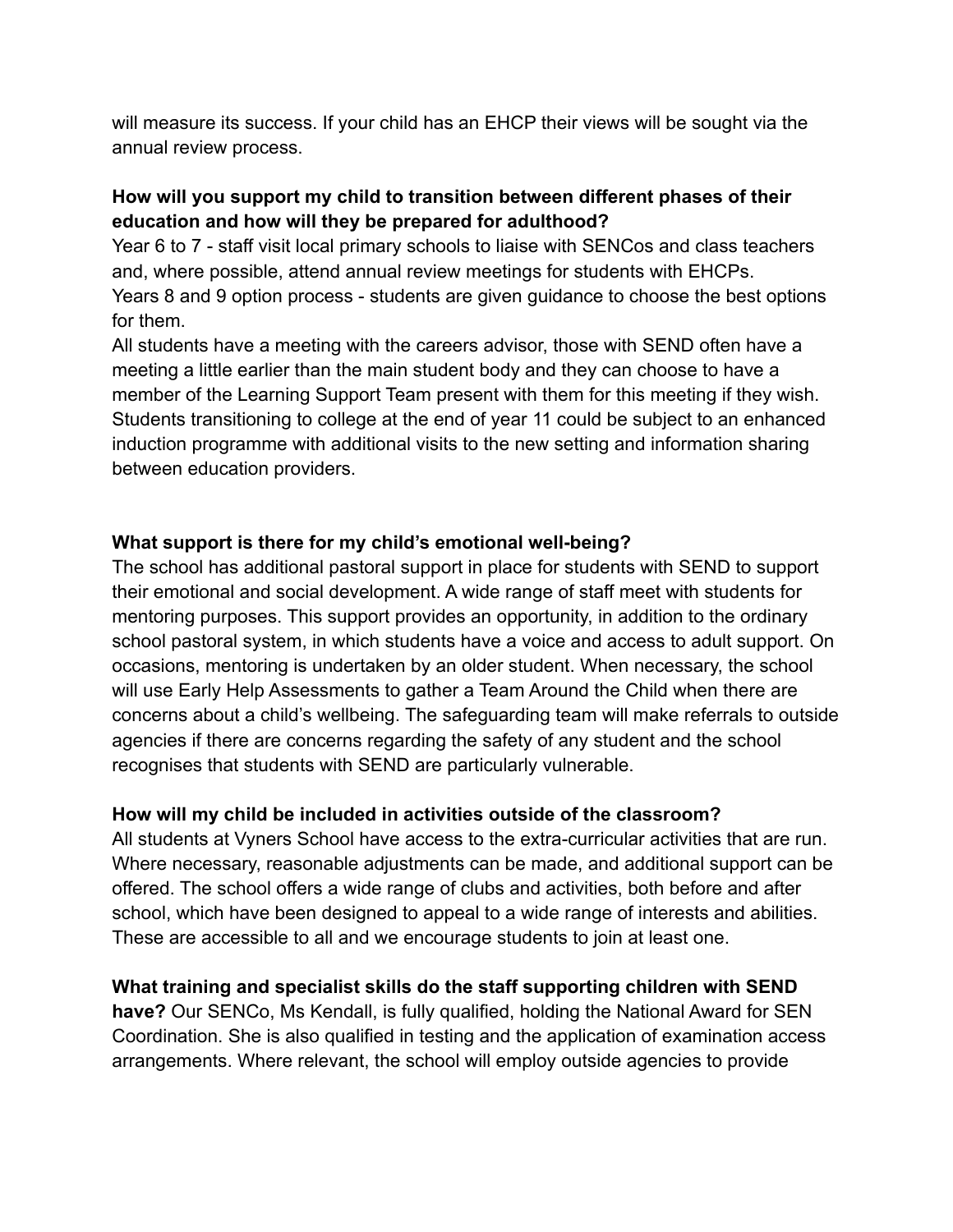will measure its success. If your child has an EHCP their views will be sought via the annual review process.

**How will you support my child to transition between different phases of their education and how will they be prepared for adulthood?**

Year 6 to 7 - staff visit local primary schools to liaise with SENCos and class teachers and, where possible, attend annual review meetings for students with EHCPs.

Years 8 and 9 option process - students are given guidance to choose the best options for them.

All students have a meeting with the careers advisor, those with SEND often have a meeting a little earlier than the main student body and they can choose to have a member of the Learning Support Team present with them for this meeting if they wish.

Students transitioning to college at the end of year 11 could be subject to an enhanced induction programme with additional visits to the new setting and information sharing between education providers.

**What support is there for my child's emotional well-being?**

The school has additional pastoral support in place for students with SEND to support their emotional and social development. A wide range of staff meet with students for mentoring purposes. This support provides an opportunity, in addition to the ordinary school pastoral system, in which students have a voice and access to adult support. On occasions, mentoring is undertaken by an older student. When necessary, the school will use Early Help Assessments to gather a Team Around the Child when there are concerns about a child's wellbeing. The safeguarding team will make referrals to outside agencies if there are concerns regarding the safety of any student and the school recognises that students with SEND are particularly vulnerable.

**How will my child be included in activities outside of the classroom?**

All students at Vyners School have access to the extra-curricular activities that are run. Where necessary, reasonable adjustments can be made, and additional support can be offered. The school offers a wide range of clubs and activities, both before and after school, which have been designed to appeal to a wide range of interests and abilities. These are accessible to all and we encourage students to join at least one.

**What training and specialist skills do the staff supporting children with SEND have?** Our SENCo, Ms Kendall, is fully qualified, holding the National Award for SEN Coordination. She is also qualified in testing and the application of examination access arrangements. Where relevant, the school will employ outside agencies to provide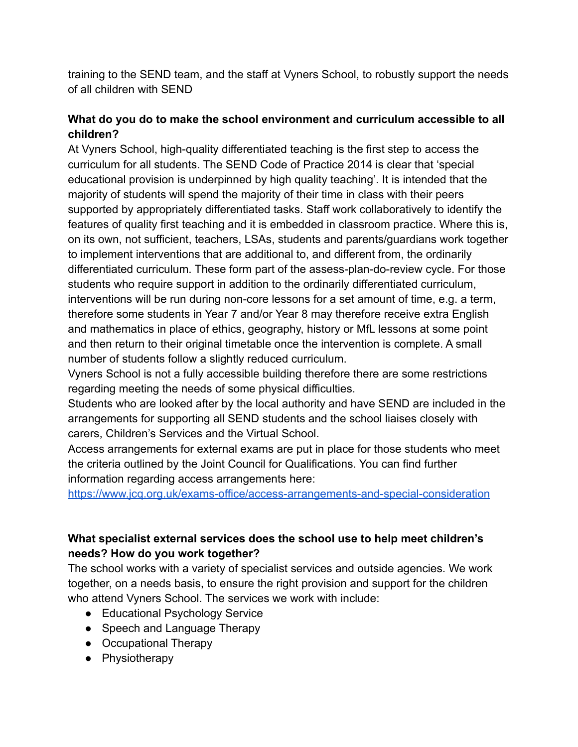training to the SEND team, and the staff at Vyners School, to robustly support the needs of all children with SEND

**What do you do to make the school environment and curriculum accessible to all children?**

At Vyners School, high-quality differentiated teaching is the first step to access the curriculum for all students. The SEND Code of Practice 2014 is clear that 'special educational provision is underpinned by high quality teaching'. It is intended that the majority of students will spend the majority of their time in class with their peers supported by appropriately differentiated tasks. Staff work collaboratively to identify the features of quality first teaching and it is embedded in classroom practice. Where this is, on its own, not sufficient, teachers, LSAs, students and parents/guardians work together to implement interventions that are additional to, and different from, the ordinarily differentiated curriculum. These form part of the assess-plan-do-review cycle. For those students who require support in addition to the ordinarily differentiated curriculum, interventions will be run during non-core lessons for a set amount of time, e.g. a term, therefore some students in Year 7 and/or Year 8 may therefore receive extra English and mathematics in place of ethics, geography, history or MfL lessons at some point and then return to their original timetable once the intervention is complete. A small number of students follow a slightly reduced curriculum.

Vyners School is not a fully accessible building therefore there are some restrictions regarding meeting the needs of some physical difficulties.

Students who are looked after by the local authority and have SEND are included in the arrangements for supporting all SEND students and the school liaises closely with carers, Children's Services and the Virtual School.

Access arrangements for external exams are put in place for those students who meet the criteria outlined by the Joint Council for Qualifications. You can find further information regarding access arrangements here: [https://www.jcq.org.uk/exams-office/access-arrangements-and-special-consideration](https://www.jcq.org.uk/exams-office/access-arrangements-and-special-consideration)

**What specialist external services does the school use to help meet children's needs? How do you work together?**

The school works with a variety of specialist services and outside agencies. We work together, on a needs basis, to ensure the right provision and support for the children who attend Vyners School. The services we work with include:

- Educational Psychology Service
- Speech and Language Therapy
- Occupational Therapy
- Physiotherapy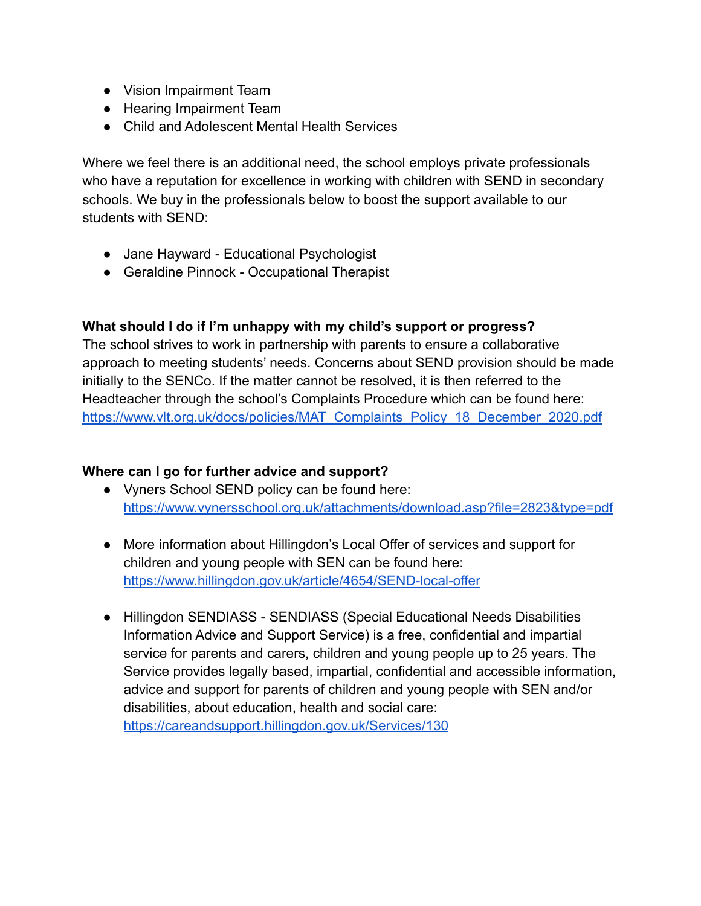- Vision Impairment Team
- Hearing Impairment Team
- Child and Adolescent Mental Health Services

Where we feel there is an additional need, the school employs private professionals who have a reputation for excellence in working with children with SEND in secondary schools. We buy in the professionals below to boost the support available to our students with SEND:

- Jane Hayward - Educational Psychologist
- Geraldine Pinnock - Occupational Therapist

**What should I do if I'm unhappy with my child's support or progress?**

The school strives to work in partnership with parents to ensure a collaborative approach to meeting students' needs. Concerns about SEND provision should be made initially to the SENCo. If the matter cannot be resolved, it is then referred to the Headteacher through the school's Complaints Procedure which can be found here: https://www.vlt.org.uk/docs/policies/MAT_Complaints_Policy_18_December_2020.pdf

**Where can I go for further advice and support?**

- Vyners School SEND policy can be found here: https://www.vynersschool.org.uk/attachments/download.asp?file=2823&type=pdf

- More information about Hillingdon's Local Offer of services and support for children and young people with SEN can be found here: https://www.hillingdon.gov.uk/article/4654/SEND-local-offer

- Hillingdon SENDIASS - SENDIASS (Special Educational Needs Disabilities Information Advice and Support Service) is a free, confidential and impartial service for parents and carers, children and young people up to 25 years. The Service provides legally based, impartial, confidential and accessible information, advice and support for parents of children and young people with SEN and/or disabilities, about education, health and social care: https://careandsupport.hillingdon.gov.uk/Services/130